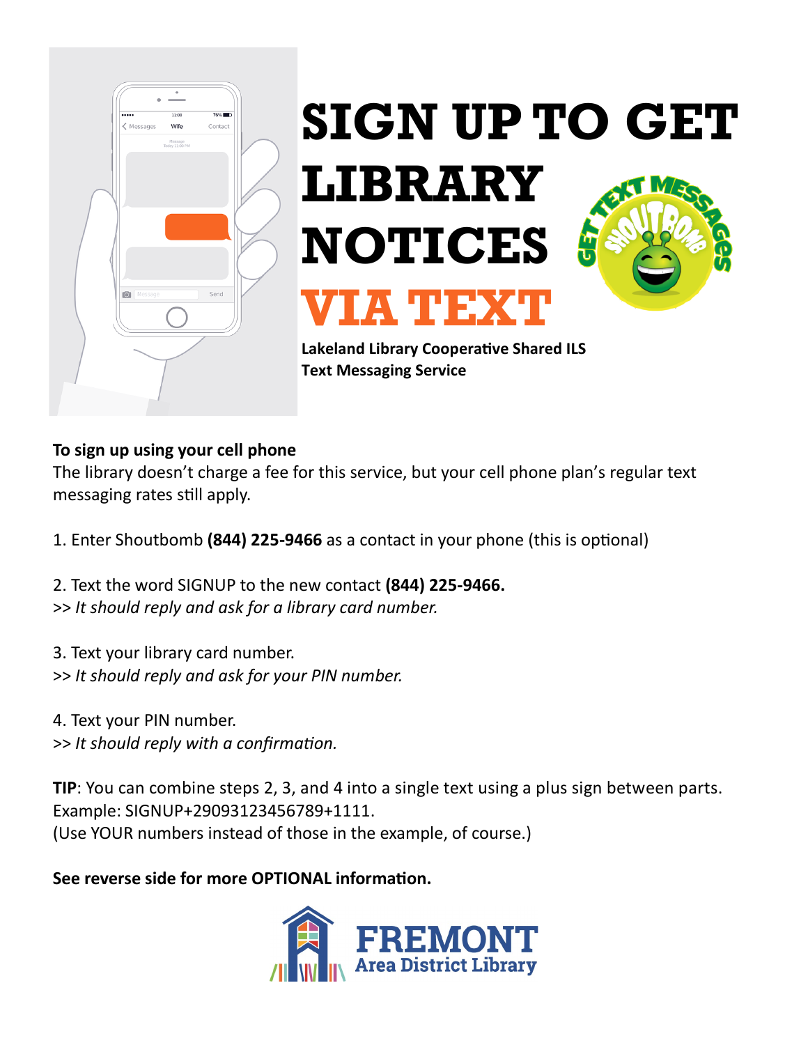# SIGN UP TO GET LIBRARY NOTICES VIA TEXT

**Lakeland Library Cooperative Shared ILS Text Messaging Service**

**To sign up using your cell phone**

The library doesn't charge a fee for this service, but your cell phone plan's regular text messaging rates still apply.

1. Enter Shoutbomb **(844) 225-9466** as a contact in your phone (this is optional)

2. Text the word SIGNUP to the new contact **(844) 225-9466.**
>> *It should reply and ask for a library card number.*

3. Text your library card number.
>> *It should reply and ask for your PIN number.*

4. Text your PIN number.
>> *It should reply with a confirmation.*

**TIP**: You can combine steps 2, 3, and 4 into a single text using a plus sign between parts.
Example: SIGNUP+29093123456789+1111.
(Use YOUR numbers instead of those in the example, of course.)

**See reverse side for more OPTIONAL information.**

FREMONT Area District Library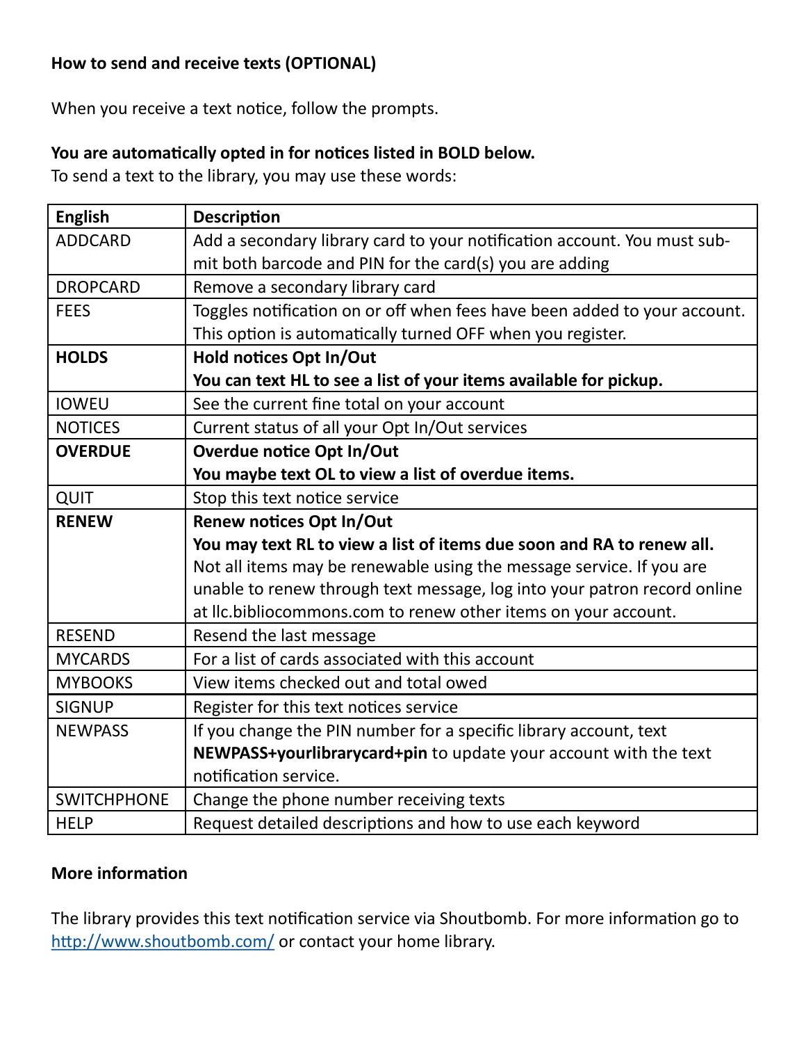**How to send and receive texts (OPTIONAL)**

When you receive a text notice, follow the prompts.

**You are automatically opted in for notices listed in BOLD below.**
To send a text to the library, you may use these words:

| English | Description |
|---|---|
| ADDCARD | Add a secondary library card to your notification account. You must submit both barcode and PIN for the card(s) you are adding |
| DROPCARD | Remove a secondary library card |
| FEES | Toggles notification on or off when fees have been added to your account. This option is automatically turned OFF when you register. |
| **HOLDS** | **Hold notices Opt In/Out** **You can text HL to see a list of your items available for pickup.** |
| IOWEU | See the current fine total on your account |
| NOTICES | Current status of all your Opt In/Out services |
| **OVERDUE** | **Overdue notice Opt In/Out** **You maybe text OL to view a list of overdue items.** |
| QUIT | Stop this text notice service |
| **RENEW** | **Renew notices Opt In/Out** **You may text RL to view a list of items due soon and RA to renew all.** Not all items may be renewable using the message service. If you are unable to renew through text message, log into your patron record online at llc.bibliocommons.com to renew other items on your account. |
| RESEND | Resend the last message |
| MYCARDS | For a list of cards associated with this account |
| MYBOOKS | View items checked out and total owed |
| SIGNUP | Register for this text notices service |
| NEWPASS | If you change the PIN number for a specific library account, text **NEWPASS+yourlibrarycard+pin** to update your account with the text notification service. |
| SWITCHPHONE | Change the phone number receiving texts |
| HELP | Request detailed descriptions and how to use each keyword |

**More information**

The library provides this text notification service via Shoutbomb. For more information go to http://www.shoutbomb.com/ or contact your home library.